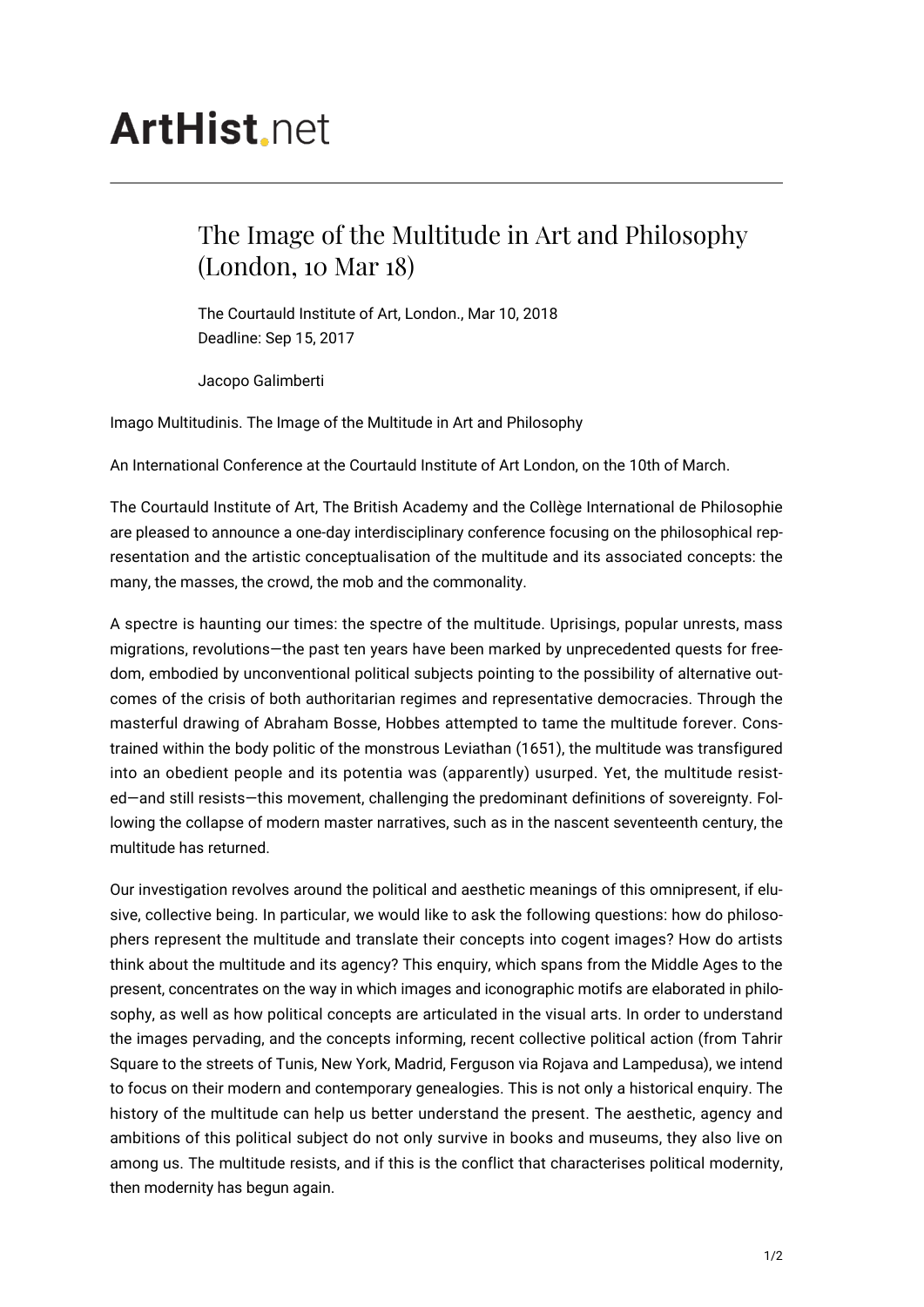# ArtHist.net

## The Image of the Multitude in Art and Philosophy (London, 10 Mar 18)

The Courtauld Institute of Art, London., Mar 10, 2018
Deadline: Sep 15, 2017

Jacopo Galimberti

Imago Multitudinis. The Image of the Multitude in Art and Philosophy

An International Conference at the Courtauld Institute of Art London, on the 10th of March.

The Courtauld Institute of Art, The British Academy and the Collège International de Philosophie are pleased to announce a one-day interdisciplinary conference focusing on the philosophical representation and the artistic conceptualisation of the multitude and its associated concepts: the many, the masses, the crowd, the mob and the commonality.

A spectre is haunting our times: the spectre of the multitude. Uprisings, popular unrests, mass migrations, revolutions—the past ten years have been marked by unprecedented quests for freedom, embodied by unconventional political subjects pointing to the possibility of alternative outcomes of the crisis of both authoritarian regimes and representative democracies. Through the masterful drawing of Abraham Bosse, Hobbes attempted to tame the multitude forever. Constrained within the body politic of the monstrous Leviathan (1651), the multitude was transfigured into an obedient people and its potentia was (apparently) usurped. Yet, the multitude resisted—and still resists—this movement, challenging the predominant definitions of sovereignty. Following the collapse of modern master narratives, such as in the nascent seventeenth century, the multitude has returned.

Our investigation revolves around the political and aesthetic meanings of this omnipresent, if elusive, collective being. In particular, we would like to ask the following questions: how do philosophers represent the multitude and translate their concepts into cogent images? How do artists think about the multitude and its agency? This enquiry, which spans from the Middle Ages to the present, concentrates on the way in which images and iconographic motifs are elaborated in philosophy, as well as how political concepts are articulated in the visual arts. In order to understand the images pervading, and the concepts informing, recent collective political action (from Tahrir Square to the streets of Tunis, New York, Madrid, Ferguson via Rojava and Lampedusa), we intend to focus on their modern and contemporary genealogies. This is not only a historical enquiry. The history of the multitude can help us better understand the present. The aesthetic, agency and ambitions of this political subject do not only survive in books and museums, they also live on among us. The multitude resists, and if this is the conflict that characterises political modernity, then modernity has begun again.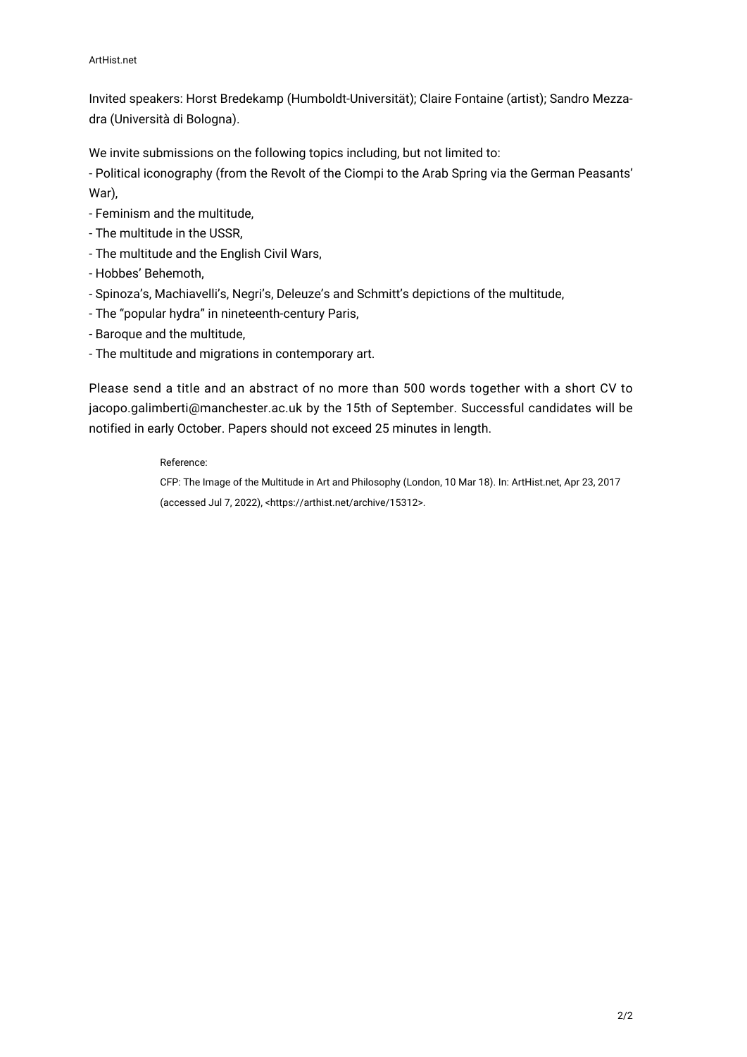Invited speakers: Horst Bredekamp (Humboldt-Universität); Claire Fontaine (artist); Sandro Mezzadra (Università di Bologna).

We invite submissions on the following topics including, but not limited to:

- Political iconography (from the Revolt of the Ciompi to the Arab Spring via the German Peasants' War),
- Feminism and the multitude,
- The multitude in the USSR,
- The multitude and the English Civil Wars,
- Hobbes' Behemoth,
- Spinoza's, Machiavelli's, Negri's, Deleuze's and Schmitt's depictions of the multitude,
- The "popular hydra" in nineteenth-century Paris,
- Baroque and the multitude,
- The multitude and migrations in contemporary art.

Please send a title and an abstract of no more than 500 words together with a short CV to jacopo.galimberti@manchester.ac.uk by the 15th of September. Successful candidates will be notified in early October. Papers should not exceed 25 minutes in length.

Reference:

CFP: The Image of the Multitude in Art and Philosophy (London, 10 Mar 18). In: ArtHist.net, Apr 23, 2017 (accessed Jul 7, 2022), <https://arthist.net/archive/15312>.